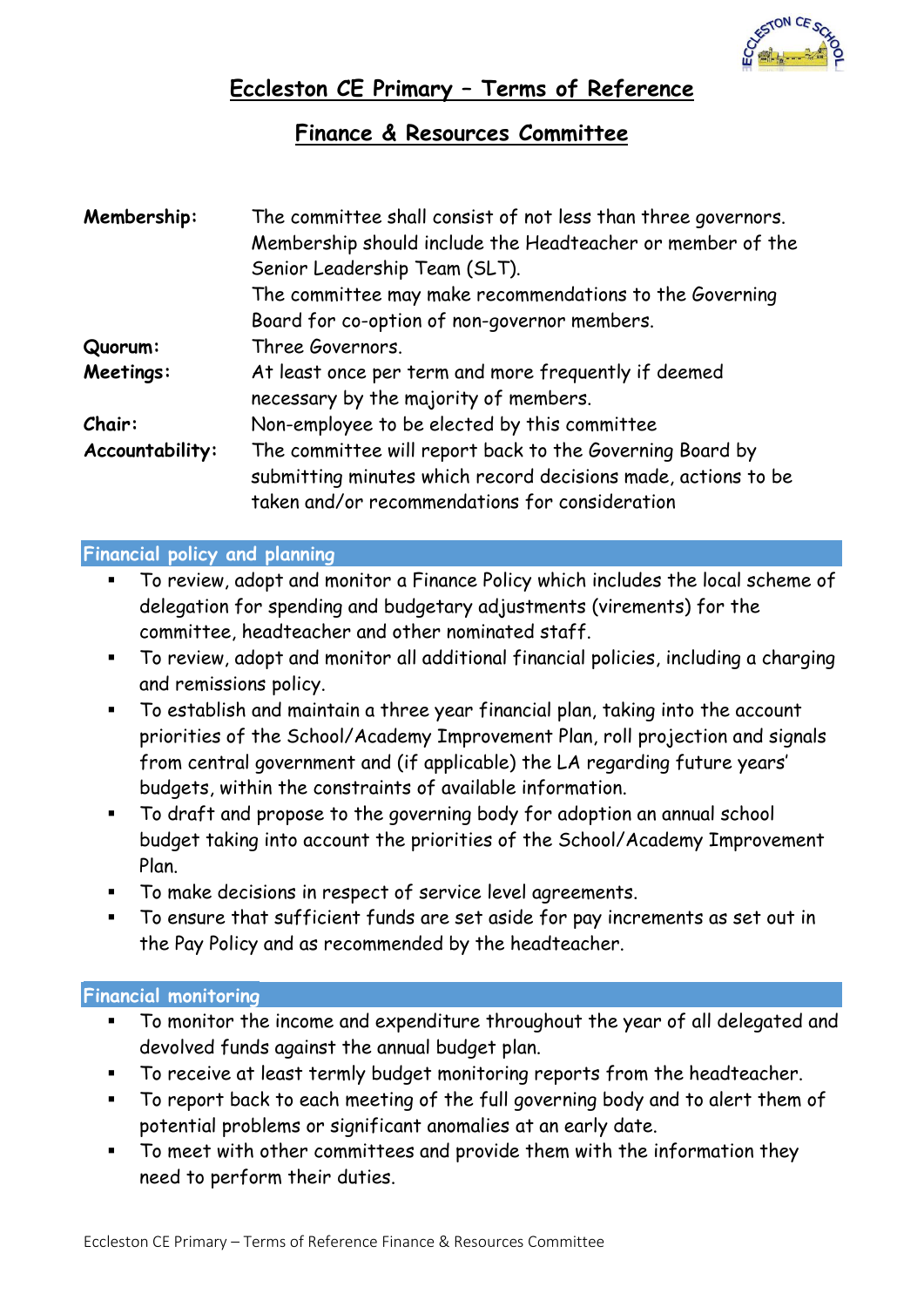# Eccleston CE Primary – Terms of Reference

## Finance & Resources Committee

| | |
|---|---|
| **Membership:** | The committee shall consist of not less than three governors. Membership should include the Headteacher or member of the Senior Leadership Team (SLT). The committee may make recommendations to the Governing Board for co-option of non-governor members. |
| **Quorum:** | Three Governors. |
| **Meetings:** | At least once per term and more frequently if deemed necessary by the majority of members. |
| **Chair:** | Non-employee to be elected by this committee |
| **Accountability:** | The committee will report back to the Governing Board by submitting minutes which record decisions made, actions to be taken and/or recommendations for consideration |

### Financial policy and planning

- To review, adopt and monitor a Finance Policy which includes the local scheme of delegation for spending and budgetary adjustments (virements) for the committee, headteacher and other nominated staff.
- To review, adopt and monitor all additional financial policies, including a charging and remissions policy.
- To establish and maintain a three year financial plan, taking into the account priorities of the School/Academy Improvement Plan, roll projection and signals from central government and (if applicable) the LA regarding future years' budgets, within the constraints of available information.
- To draft and propose to the governing body for adoption an annual school budget taking into account the priorities of the School/Academy Improvement Plan.
- To make decisions in respect of service level agreements.
- To ensure that sufficient funds are set aside for pay increments as set out in the Pay Policy and as recommended by the headteacher.

### Financial monitoring

- To monitor the income and expenditure throughout the year of all delegated and devolved funds against the annual budget plan.
- To receive at least termly budget monitoring reports from the headteacher.
- To report back to each meeting of the full governing body and to alert them of potential problems or significant anomalies at an early date.
- To meet with other committees and provide them with the information they need to perform their duties.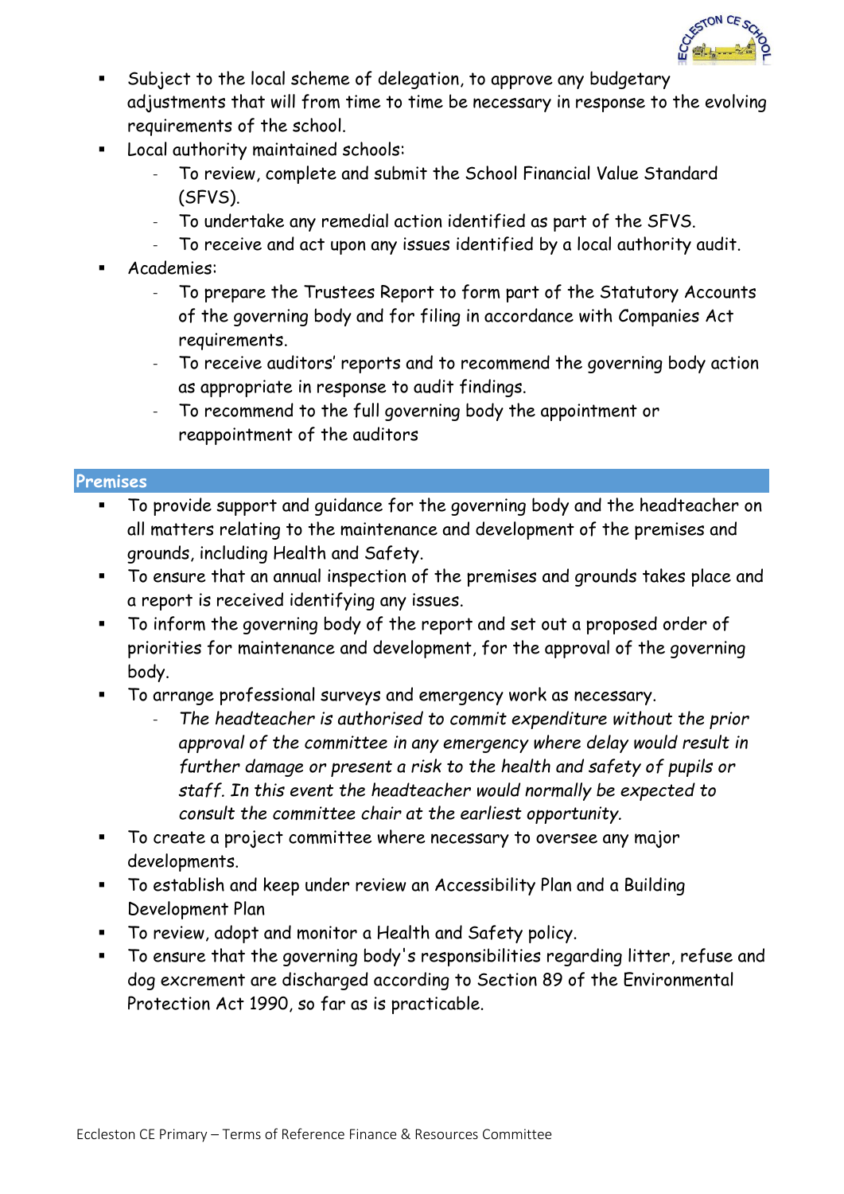- Subject to the local scheme of delegation, to approve any budgetary adjustments that will from time to time be necessary in response to the evolving requirements of the school.
- Local authority maintained schools:
  - To review, complete and submit the School Financial Value Standard (SFVS).
  - To undertake any remedial action identified as part of the SFVS.
  - To receive and act upon any issues identified by a local authority audit.
- Academies:
  - To prepare the Trustees Report to form part of the Statutory Accounts of the governing body and for filing in accordance with Companies Act requirements.
  - To receive auditors' reports and to recommend the governing body action as appropriate in response to audit findings.
  - To recommend to the full governing body the appointment or reappointment of the auditors

## Premises

- To provide support and guidance for the governing body and the headteacher on all matters relating to the maintenance and development of the premises and grounds, including Health and Safety.
- To ensure that an annual inspection of the premises and grounds takes place and a report is received identifying any issues.
- To inform the governing body of the report and set out a proposed order of priorities for maintenance and development, for the approval of the governing body.
- To arrange professional surveys and emergency work as necessary.
  - *The headteacher is authorised to commit expenditure without the prior approval of the committee in any emergency where delay would result in further damage or present a risk to the health and safety of pupils or staff. In this event the headteacher would normally be expected to consult the committee chair at the earliest opportunity.*
- To create a project committee where necessary to oversee any major developments.
- To establish and keep under review an Accessibility Plan and a Building Development Plan
- To review, adopt and monitor a Health and Safety policy.
- To ensure that the governing body's responsibilities regarding litter, refuse and dog excrement are discharged according to Section 89 of the Environmental Protection Act 1990, so far as is practicable.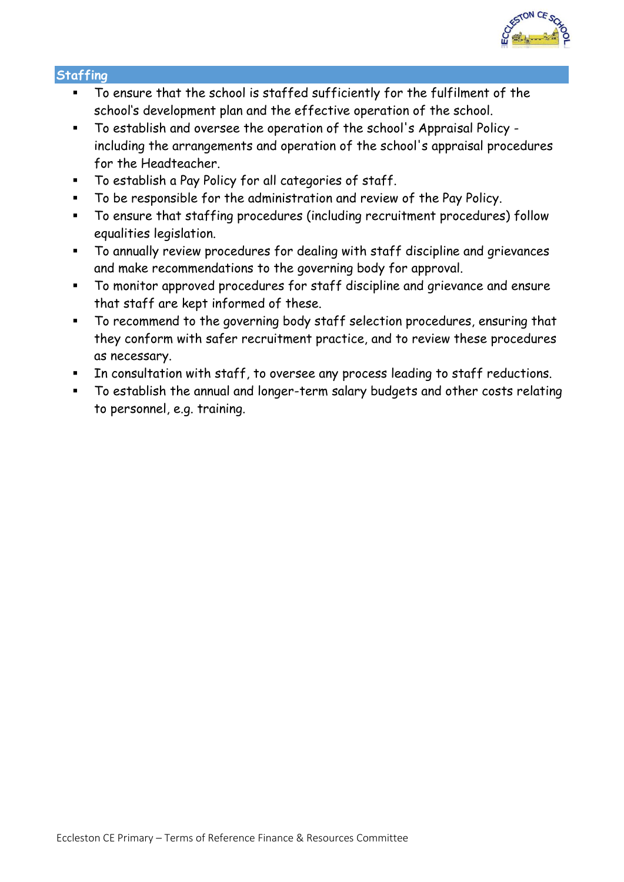## Staffing

- To ensure that the school is staffed sufficiently for the fulfilment of the school's development plan and the effective operation of the school.
- To establish and oversee the operation of the school's Appraisal Policy - including the arrangements and operation of the school's appraisal procedures for the Headteacher.
- To establish a Pay Policy for all categories of staff.
- To be responsible for the administration and review of the Pay Policy.
- To ensure that staffing procedures (including recruitment procedures) follow equalities legislation.
- To annually review procedures for dealing with staff discipline and grievances and make recommendations to the governing body for approval.
- To monitor approved procedures for staff discipline and grievance and ensure that staff are kept informed of these.
- To recommend to the governing body staff selection procedures, ensuring that they conform with safer recruitment practice, and to review these procedures as necessary.
- In consultation with staff, to oversee any process leading to staff reductions.
- To establish the annual and longer-term salary budgets and other costs relating to personnel, e.g. training.